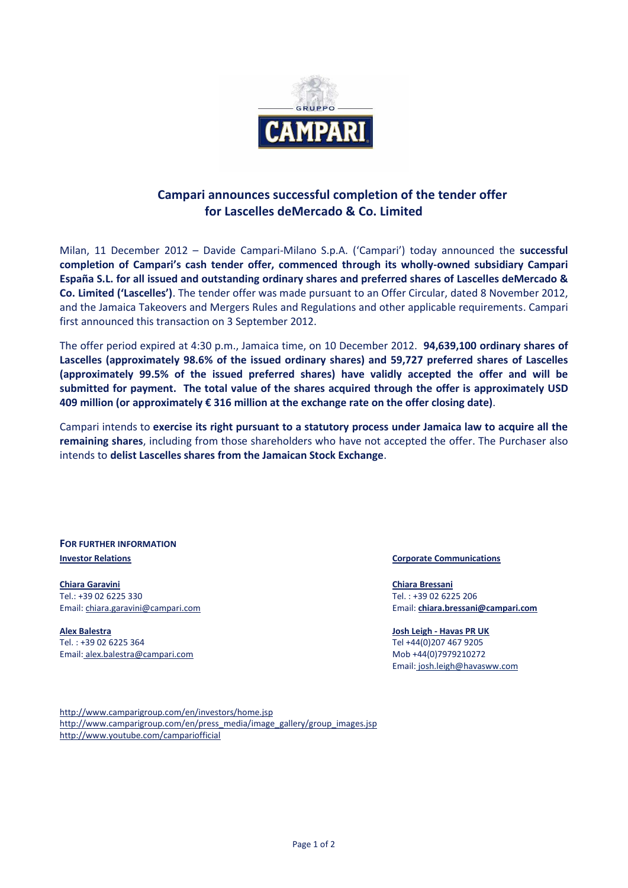# Campari announces successful completion of the tender offer for Lascelles deMercado & Co. Limited

Milan, 11 December 2012 – Davide Campari-Milano S.p.A. ('Campari') today announced the **successful completion of Campari's cash tender offer, commenced through its wholly-owned subsidiary Campari España S.L. for all issued and outstanding ordinary shares and preferred shares of Lascelles deMercado & Co. Limited ('Lascelles')**. The tender offer was made pursuant to an Offer Circular, dated 8 November 2012, and the Jamaica Takeovers and Mergers Rules and Regulations and other applicable requirements. Campari first announced this transaction on 3 September 2012.

The offer period expired at 4:30 p.m., Jamaica time, on 10 December 2012. **94,639,100 ordinary shares of Lascelles (approximately 98.6% of the issued ordinary shares) and 59,727 preferred shares of Lascelles (approximately 99.5% of the issued preferred shares) have validly accepted the offer and will be submitted for payment. The total value of the shares acquired through the offer is approximately USD 409 million (or approximately € 316 million at the exchange rate on the offer closing date)**.

Campari intends to **exercise its right pursuant to a statutory process under Jamaica law to acquire all the remaining shares**, including from those shareholders who have not accepted the offer. The Purchaser also intends to **delist Lascelles shares from the Jamaican Stock Exchange**.

**FOR FURTHER INFORMATION**

**Investor Relations**

**Chiara Garavini**
Tel.: +39 02 6225 330
Email: chiara.garavini@campari.com

**Alex Balestra**
Tel. : +39 02 6225 364
Email: alex.balestra@campari.com

**Corporate Communications**

**Chiara Bressani**
Tel. : +39 02 6225 206
Email: **chiara.bressani@campari.com**

**Josh Leigh - Havas PR UK**
Tel +44(0)207 467 9205
Mob +44(0)7979210272
Email: josh.leigh@havasww.com

http://www.camparigroup.com/en/investors/home.jsp
http://www.camparigroup.com/en/press_media/image_gallery/group_images.jsp
http://www.youtube.com/campariofficial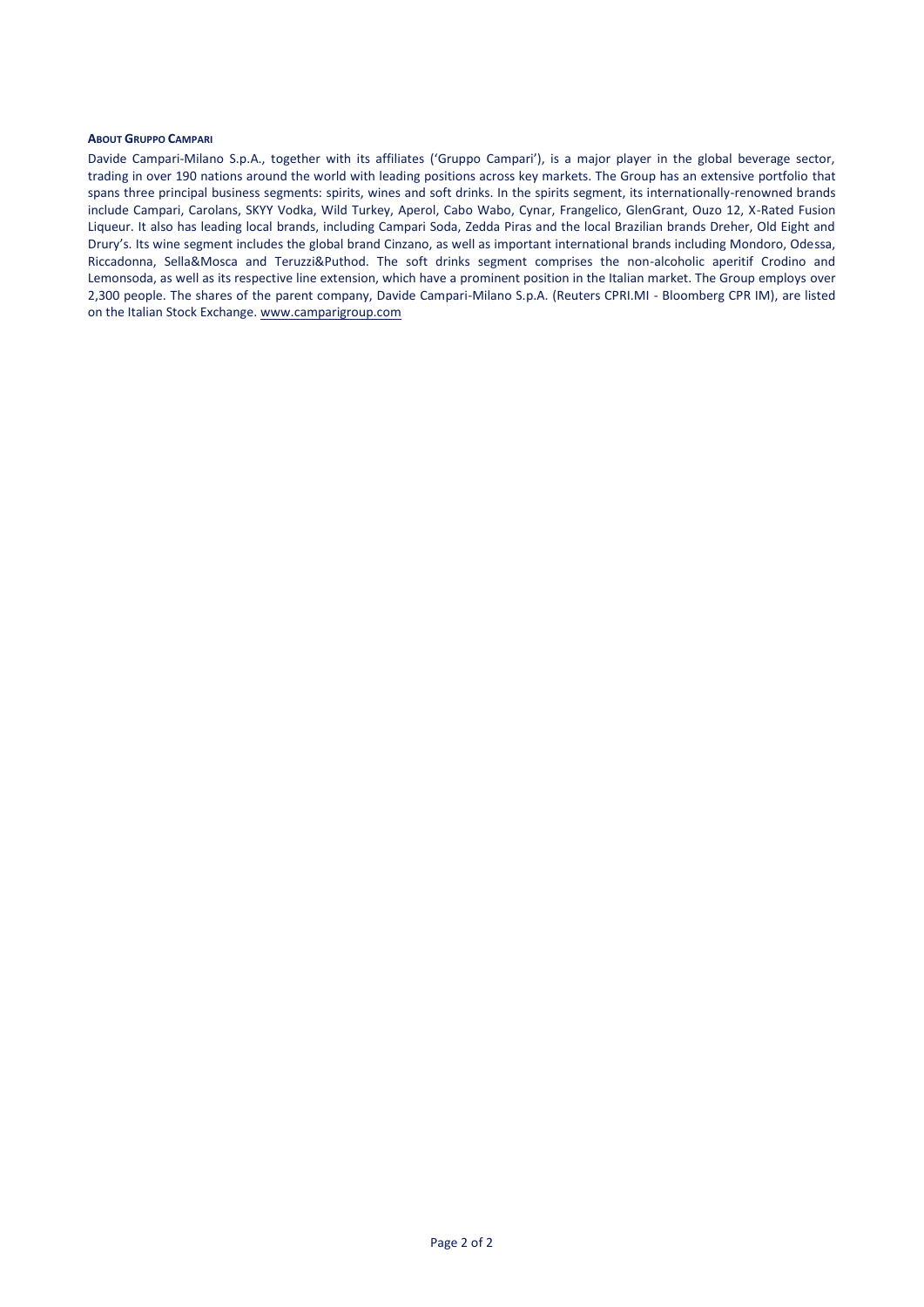**About Gruppo Campari**

Davide Campari-Milano S.p.A., together with its affiliates ('Gruppo Campari'), is a major player in the global beverage sector, trading in over 190 nations around the world with leading positions across key markets. The Group has an extensive portfolio that spans three principal business segments: spirits, wines and soft drinks. In the spirits segment, its internationally-renowned brands include Campari, Carolans, SKYY Vodka, Wild Turkey, Aperol, Cabo Wabo, Cynar, Frangelico, GlenGrant, Ouzo 12, X-Rated Fusion Liqueur. It also has leading local brands, including Campari Soda, Zedda Piras and the local Brazilian brands Dreher, Old Eight and Drury's. Its wine segment includes the global brand Cinzano, as well as important international brands including Mondoro, Odessa, Riccadonna, Sella&Mosca and Teruzzi&Puthod. The soft drinks segment comprises the non-alcoholic aperitif Crodino and Lemonsoda, as well as its respective line extension, which have a prominent position in the Italian market. The Group employs over 2,300 people. The shares of the parent company, Davide Campari-Milano S.p.A. (Reuters CPRI.MI - Bloomberg CPR IM), are listed on the Italian Stock Exchange. www.camparigroup.com